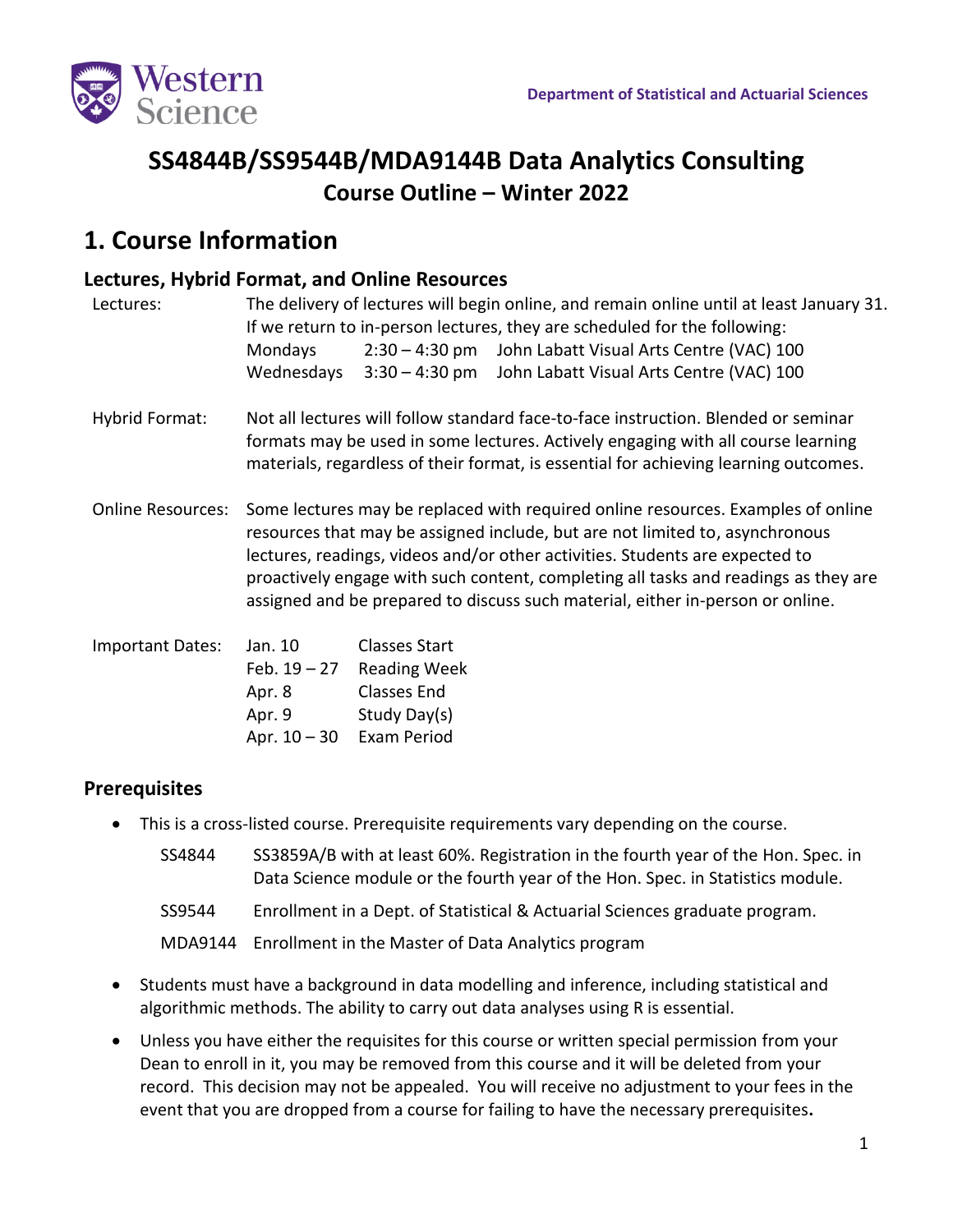Department of Statistical and Actuarial Sciences

# SS4844B/SS9544B/MDA9144B Data Analytics Consulting

## Course Outline – Winter 2022

# 1. Course Information

### Lectures, Hybrid Format, and Online Resources

| | |
|---|---|
| Lectures: | The delivery of lectures will begin online, and remain online until at least January 31. If we return to in-person lectures, they are scheduled for the following:<br>Mondays 2:30 – 4:30 pm John Labatt Visual Arts Centre (VAC) 100<br>Wednesdays 3:30 – 4:30 pm John Labatt Visual Arts Centre (VAC) 100 |
| Hybrid Format: | Not all lectures will follow standard face-to-face instruction. Blended or seminar formats may be used in some lectures. Actively engaging with all course learning materials, regardless of their format, is essential for achieving learning outcomes. |
| Online Resources: | Some lectures may be replaced with required online resources. Examples of online resources that may be assigned include, but are not limited to, asynchronous lectures, readings, videos and/or other activities. Students are expected to proactively engage with such content, completing all tasks and readings as they are assigned and be prepared to discuss such material, either in-person or online. |

Important Dates:

| | |
|---|---|
| Jan. 10 | Classes Start |
| Feb. 19 – 27 | Reading Week |
| Apr. 8 | Classes End |
| Apr. 9 | Study Day(s) |
| Apr. 10 – 30 | Exam Period |

### Prerequisites

- This is a cross-listed course. Prerequisite requirements vary depending on the course.

| | |
|---|---|
| SS4844 | SS3859A/B with at least 60%. Registration in the fourth year of the Hon. Spec. in Data Science module or the fourth year of the Hon. Spec. in Statistics module. |
| SS9544 | Enrollment in a Dept. of Statistical & Actuarial Sciences graduate program. |
| MDA9144 | Enrollment in the Master of Data Analytics program |

- Students must have a background in data modelling and inference, including statistical and algorithmic methods. The ability to carry out data analyses using R is essential.
- Unless you have either the requisites for this course or written special permission from your Dean to enroll in it, you may be removed from this course and it will be deleted from your record. This decision may not be appealed. You will receive no adjustment to your fees in the event that you are dropped from a course for failing to have the necessary prerequisites**.**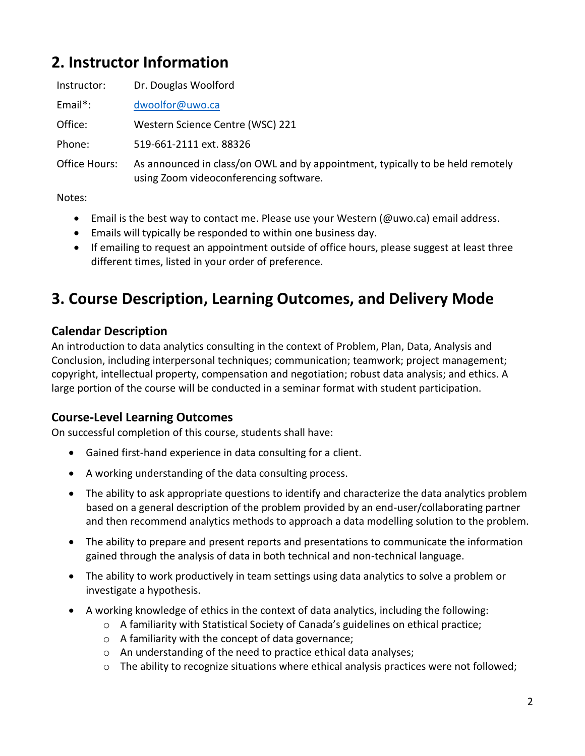## 2. Instructor Information

| | |
|---|---|
| Instructor: | Dr. Douglas Woolford |
| Email*: | dwoolfor@uwo.ca |
| Office: | Western Science Centre (WSC) 221 |
| Phone: | 519-661-2111 ext. 88326 |
| Office Hours: | As announced in class/on OWL and by appointment, typically to be held remotely using Zoom videoconferencing software. |

Notes:

- Email is the best way to contact me. Please use your Western (@uwo.ca) email address.
- Emails will typically be responded to within one business day.
- If emailing to request an appointment outside of office hours, please suggest at least three different times, listed in your order of preference.

## 3. Course Description, Learning Outcomes, and Delivery Mode

### Calendar Description

An introduction to data analytics consulting in the context of Problem, Plan, Data, Analysis and Conclusion, including interpersonal techniques; communication; teamwork; project management; copyright, intellectual property, compensation and negotiation; robust data analysis; and ethics. A large portion of the course will be conducted in a seminar format with student participation.

### Course-Level Learning Outcomes

On successful completion of this course, students shall have:

- Gained first-hand experience in data consulting for a client.
- A working understanding of the data consulting process.
- The ability to ask appropriate questions to identify and characterize the data analytics problem based on a general description of the problem provided by an end-user/collaborating partner and then recommend analytics methods to approach a data modelling solution to the problem.
- The ability to prepare and present reports and presentations to communicate the information gained through the analysis of data in both technical and non-technical language.
- The ability to work productively in team settings using data analytics to solve a problem or investigate a hypothesis.
- A working knowledge of ethics in the context of data analytics, including the following:
  - A familiarity with Statistical Society of Canada's guidelines on ethical practice;
  - A familiarity with the concept of data governance;
  - An understanding of the need to practice ethical data analyses;
  - The ability to recognize situations where ethical analysis practices were not followed;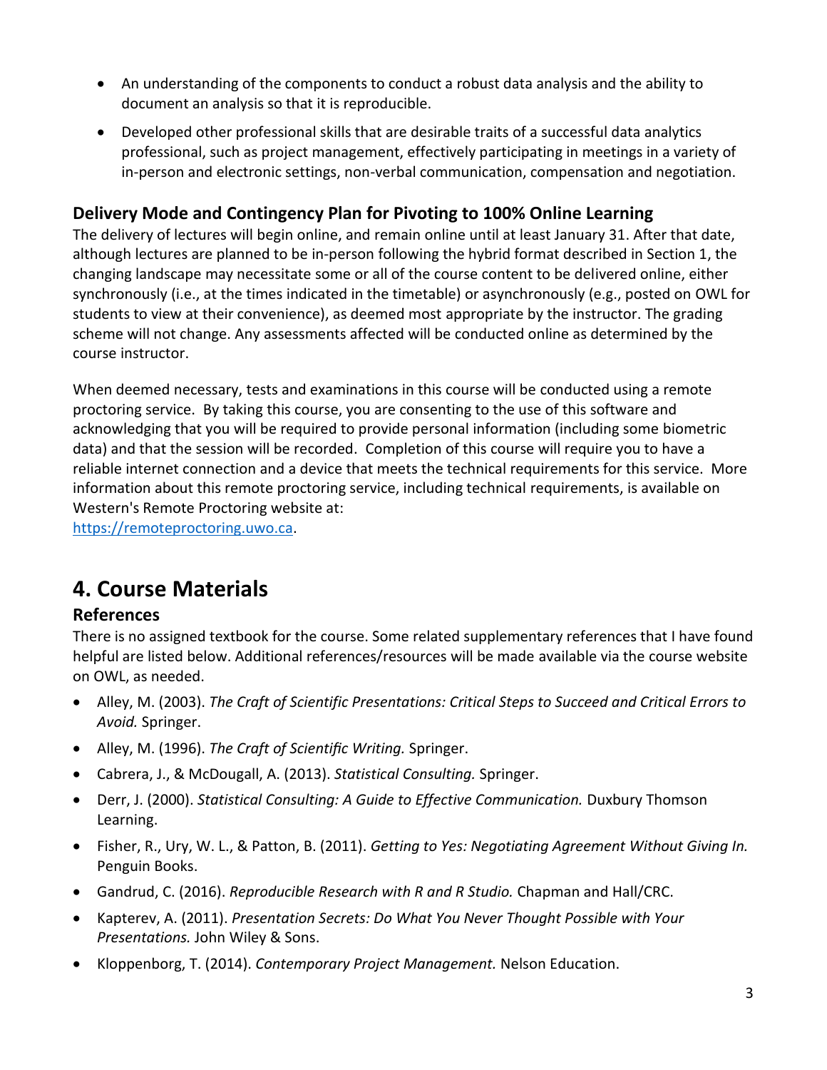- An understanding of the components to conduct a robust data analysis and the ability to document an analysis so that it is reproducible.
- Developed other professional skills that are desirable traits of a successful data analytics professional, such as project management, effectively participating in meetings in a variety of in-person and electronic settings, non-verbal communication, compensation and negotiation.

### Delivery Mode and Contingency Plan for Pivoting to 100% Online Learning

The delivery of lectures will begin online, and remain online until at least January 31. After that date, although lectures are planned to be in-person following the hybrid format described in Section 1, the changing landscape may necessitate some or all of the course content to be delivered online, either synchronously (i.e., at the times indicated in the timetable) or asynchronously (e.g., posted on OWL for students to view at their convenience), as deemed most appropriate by the instructor. The grading scheme will not change. Any assessments affected will be conducted online as determined by the course instructor.

When deemed necessary, tests and examinations in this course will be conducted using a remote proctoring service. By taking this course, you are consenting to the use of this software and acknowledging that you will be required to provide personal information (including some biometric data) and that the session will be recorded. Completion of this course will require you to have a reliable internet connection and a device that meets the technical requirements for this service. More information about this remote proctoring service, including technical requirements, is available on Western's Remote Proctoring website at:
[https://remoteproctoring.uwo.ca](https://remoteproctoring.uwo.ca).

# 4. Course Materials

### References

There is no assigned textbook for the course. Some related supplementary references that I have found helpful are listed below. Additional references/resources will be made available via the course website on OWL, as needed.

- Alley, M. (2003). *The Craft of Scientific Presentations: Critical Steps to Succeed and Critical Errors to Avoid.* Springer.
- Alley, M. (1996). *The Craft of Scientific Writing.* Springer.
- Cabrera, J., & McDougall, A. (2013). *Statistical Consulting.* Springer.
- Derr, J. (2000). *Statistical Consulting: A Guide to Effective Communication.* Duxbury Thomson Learning.
- Fisher, R., Ury, W. L., & Patton, B. (2011). *Getting to Yes: Negotiating Agreement Without Giving In.* Penguin Books.
- Gandrud, C. (2016). *Reproducible Research with R and R Studio.* Chapman and Hall/CRC.
- Kapterev, A. (2011). *Presentation Secrets: Do What You Never Thought Possible with Your Presentations.* John Wiley & Sons.
- Kloppenborg, T. (2014). *Contemporary Project Management.* Nelson Education.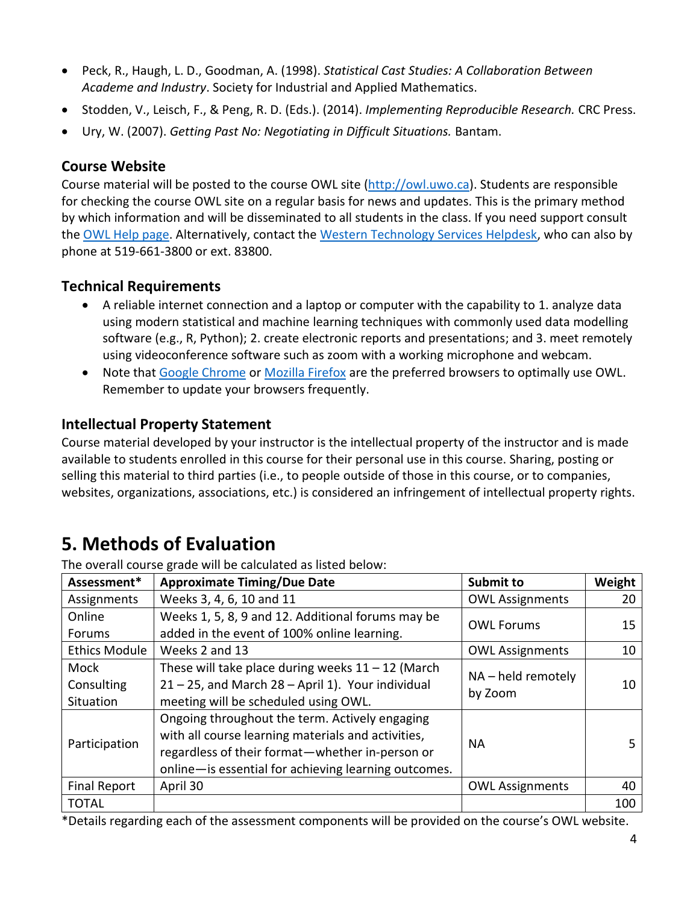- Peck, R., Haugh, L. D., Goodman, A. (1998). *Statistical Cast Studies: A Collaboration Between Academe and Industry*. Society for Industrial and Applied Mathematics.
- Stodden, V., Leisch, F., & Peng, R. D. (Eds.). (2014). *Implementing Reproducible Research.* CRC Press.
- Ury, W. (2007). *Getting Past No: Negotiating in Difficult Situations.* Bantam.

### Course Website

Course material will be posted to the course OWL site (http://owl.uwo.ca). Students are responsible for checking the course OWL site on a regular basis for news and updates. This is the primary method by which information and will be disseminated to all students in the class. If you need support consult the OWL Help page. Alternatively, contact the Western Technology Services Helpdesk, who can also by phone at 519-661-3800 or ext. 83800.

### Technical Requirements

- A reliable internet connection and a laptop or computer with the capability to 1. analyze data using modern statistical and machine learning techniques with commonly used data modelling software (e.g., R, Python); 2. create electronic reports and presentations; and 3. meet remotely using videoconference software such as zoom with a working microphone and webcam.
- Note that Google Chrome or Mozilla Firefox are the preferred browsers to optimally use OWL. Remember to update your browsers frequently.

### Intellectual Property Statement

Course material developed by your instructor is the intellectual property of the instructor and is made available to students enrolled in this course for their personal use in this course. Sharing, posting or selling this material to third parties (i.e., to people outside of those in this course, or to companies, websites, organizations, associations, etc.) is considered an infringement of intellectual property rights.

## 5. Methods of Evaluation

The overall course grade will be calculated as listed below:

| Assessment* | Approximate Timing/Due Date | Submit to | Weight |
|---|---|---|---|
| Assignments | Weeks 3, 4, 6, 10 and 11 | OWL Assignments | 20 |
| Online Forums | Weeks 1, 5, 8, 9 and 12. Additional forums may be added in the event of 100% online learning. | OWL Forums | 15 |
| Ethics Module | Weeks 2 and 13 | OWL Assignments | 10 |
| Mock Consulting Situation | These will take place during weeks 11 – 12 (March 21 – 25, and March 28 – April 1). Your individual meeting will be scheduled using OWL. | NA – held remotely by Zoom | 10 |
| Participation | Ongoing throughout the term. Actively engaging with all course learning materials and activities, regardless of their format—whether in-person or online—is essential for achieving learning outcomes. | NA | 5 |
| Final Report | April 30 | OWL Assignments | 40 |
| TOTAL | | | 100 |

*Details regarding each of the assessment components will be provided on the course's OWL website.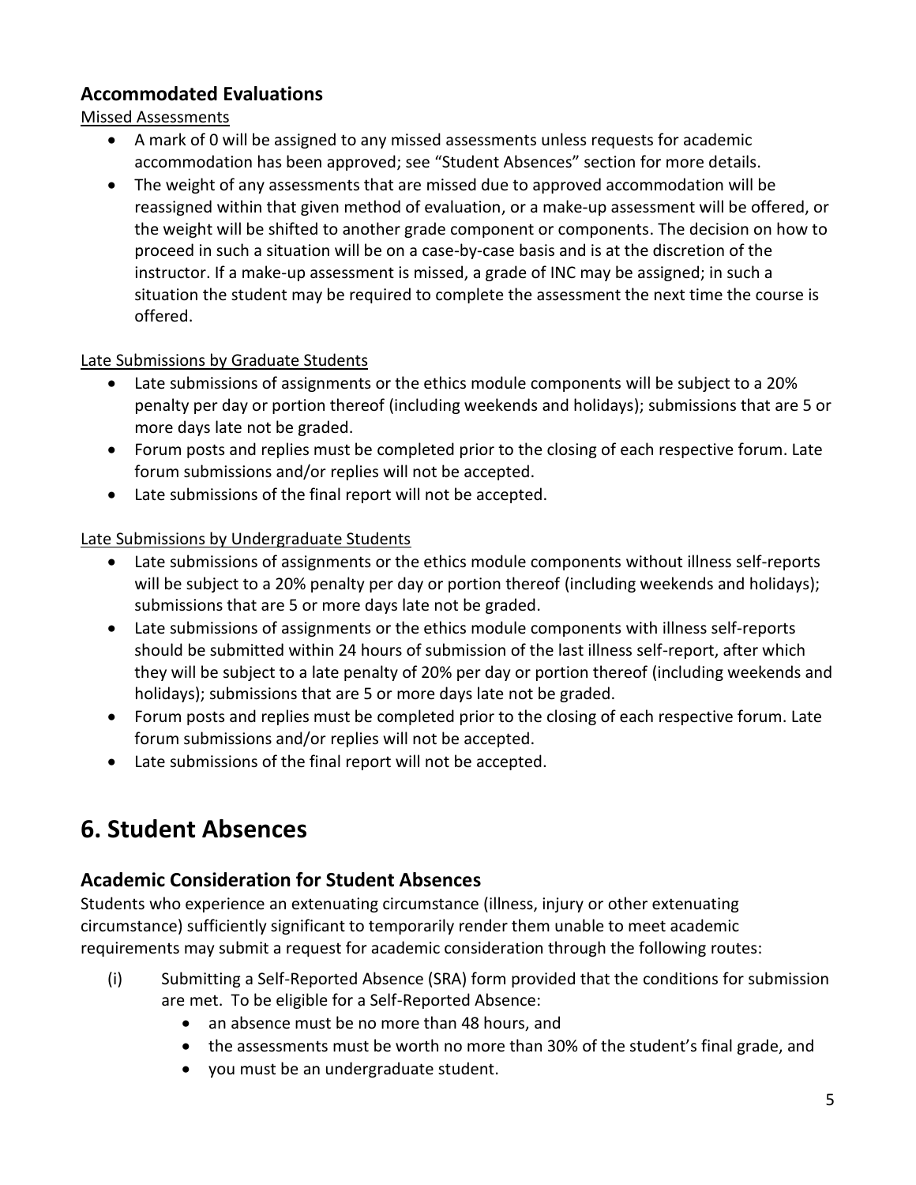### Accommodated Evaluations

Missed Assessments

- A mark of 0 will be assigned to any missed assessments unless requests for academic accommodation has been approved; see "Student Absences" section for more details.
- The weight of any assessments that are missed due to approved accommodation will be reassigned within that given method of evaluation, or a make-up assessment will be offered, or the weight will be shifted to another grade component or components. The decision on how to proceed in such a situation will be on a case-by-case basis and is at the discretion of the instructor. If a make-up assessment is missed, a grade of INC may be assigned; in such a situation the student may be required to complete the assessment the next time the course is offered.

Late Submissions by Graduate Students

- Late submissions of assignments or the ethics module components will be subject to a 20% penalty per day or portion thereof (including weekends and holidays); submissions that are 5 or more days late not be graded.
- Forum posts and replies must be completed prior to the closing of each respective forum. Late forum submissions and/or replies will not be accepted.
- Late submissions of the final report will not be accepted.

Late Submissions by Undergraduate Students

- Late submissions of assignments or the ethics module components without illness self-reports will be subject to a 20% penalty per day or portion thereof (including weekends and holidays); submissions that are 5 or more days late not be graded.
- Late submissions of assignments or the ethics module components with illness self-reports should be submitted within 24 hours of submission of the last illness self-report, after which they will be subject to a late penalty of 20% per day or portion thereof (including weekends and holidays); submissions that are 5 or more days late not be graded.
- Forum posts and replies must be completed prior to the closing of each respective forum. Late forum submissions and/or replies will not be accepted.
- Late submissions of the final report will not be accepted.

## 6. Student Absences

### Academic Consideration for Student Absences

Students who experience an extenuating circumstance (illness, injury or other extenuating circumstance) sufficiently significant to temporarily render them unable to meet academic requirements may submit a request for academic consideration through the following routes:

(i) Submitting a Self-Reported Absence (SRA) form provided that the conditions for submission are met. To be eligible for a Self-Reported Absence:
   - an absence must be no more than 48 hours, and
   - the assessments must be worth no more than 30% of the student's final grade, and
   - you must be an undergraduate student.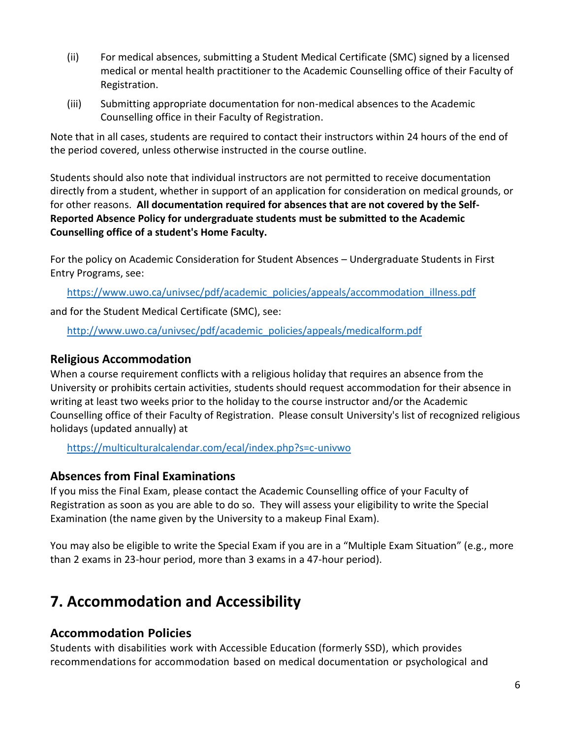(ii) For medical absences, submitting a Student Medical Certificate (SMC) signed by a licensed medical or mental health practitioner to the Academic Counselling office of their Faculty of Registration.

(iii) Submitting appropriate documentation for non-medical absences to the Academic Counselling office in their Faculty of Registration.

Note that in all cases, students are required to contact their instructors within 24 hours of the end of the period covered, unless otherwise instructed in the course outline.

Students should also note that individual instructors are not permitted to receive documentation directly from a student, whether in support of an application for consideration on medical grounds, or for other reasons. **All documentation required for absences that are not covered by the Self-Reported Absence Policy for undergraduate students must be submitted to the Academic Counselling office of a student's Home Faculty.**

For the policy on Academic Consideration for Student Absences – Undergraduate Students in First Entry Programs, see:

https://www.uwo.ca/univsec/pdf/academic_policies/appeals/accommodation_illness.pdf

and for the Student Medical Certificate (SMC), see:

http://www.uwo.ca/univsec/pdf/academic_policies/appeals/medicalform.pdf

### Religious Accommodation

When a course requirement conflicts with a religious holiday that requires an absence from the University or prohibits certain activities, students should request accommodation for their absence in writing at least two weeks prior to the holiday to the course instructor and/or the Academic Counselling office of their Faculty of Registration. Please consult University's list of recognized religious holidays (updated annually) at

https://multiculturalcalendar.com/ecal/index.php?s=c-univwo

### Absences from Final Examinations

If you miss the Final Exam, please contact the Academic Counselling office of your Faculty of Registration as soon as you are able to do so. They will assess your eligibility to write the Special Examination (the name given by the University to a makeup Final Exam).

You may also be eligible to write the Special Exam if you are in a "Multiple Exam Situation" (e.g., more than 2 exams in 23-hour period, more than 3 exams in a 47-hour period).

## 7. Accommodation and Accessibility

### Accommodation Policies

Students with disabilities work with Accessible Education (formerly SSD), which provides recommendations for accommodation based on medical documentation or psychological and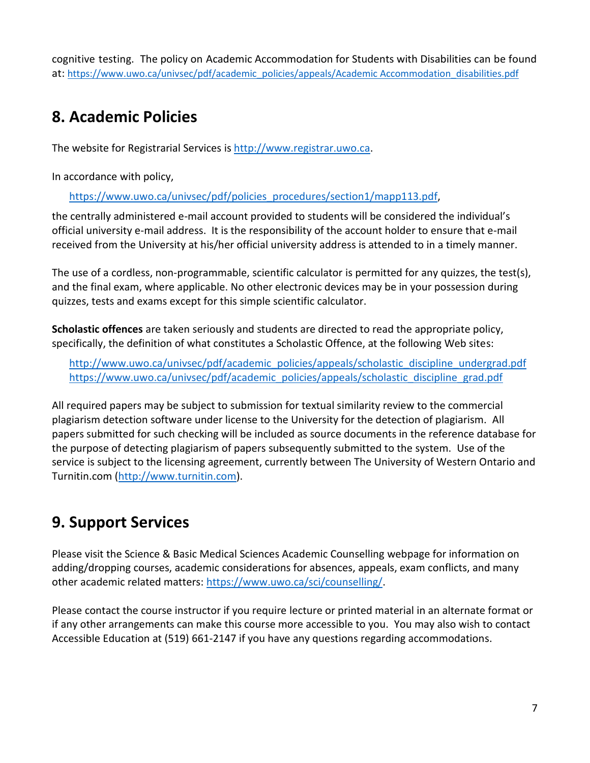cognitive testing. The policy on Academic Accommodation for Students with Disabilities can be found at: https://www.uwo.ca/univsec/pdf/academic_policies/appeals/Academic Accommodation_disabilities.pdf

## 8. Academic Policies

The website for Registrarial Services is http://www.registrar.uwo.ca.

In accordance with policy,

https://www.uwo.ca/univsec/pdf/policies_procedures/section1/mapp113.pdf,

the centrally administered e-mail account provided to students will be considered the individual's official university e-mail address. It is the responsibility of the account holder to ensure that e-mail received from the University at his/her official university address is attended to in a timely manner.

The use of a cordless, non-programmable, scientific calculator is permitted for any quizzes, the test(s), and the final exam, where applicable. No other electronic devices may be in your possession during quizzes, tests and exams except for this simple scientific calculator.

**Scholastic offences** are taken seriously and students are directed to read the appropriate policy, specifically, the definition of what constitutes a Scholastic Offence, at the following Web sites:

http://www.uwo.ca/univsec/pdf/academic_policies/appeals/scholastic_discipline_undergrad.pdf
https://www.uwo.ca/univsec/pdf/academic_policies/appeals/scholastic_discipline_grad.pdf

All required papers may be subject to submission for textual similarity review to the commercial plagiarism detection software under license to the University for the detection of plagiarism. All papers submitted for such checking will be included as source documents in the reference database for the purpose of detecting plagiarism of papers subsequently submitted to the system. Use of the service is subject to the licensing agreement, currently between The University of Western Ontario and Turnitin.com (http://www.turnitin.com).

## 9. Support Services

Please visit the Science & Basic Medical Sciences Academic Counselling webpage for information on adding/dropping courses, academic considerations for absences, appeals, exam conflicts, and many other academic related matters: https://www.uwo.ca/sci/counselling/.

Please contact the course instructor if you require lecture or printed material in an alternate format or if any other arrangements can make this course more accessible to you. You may also wish to contact Accessible Education at (519) 661-2147 if you have any questions regarding accommodations.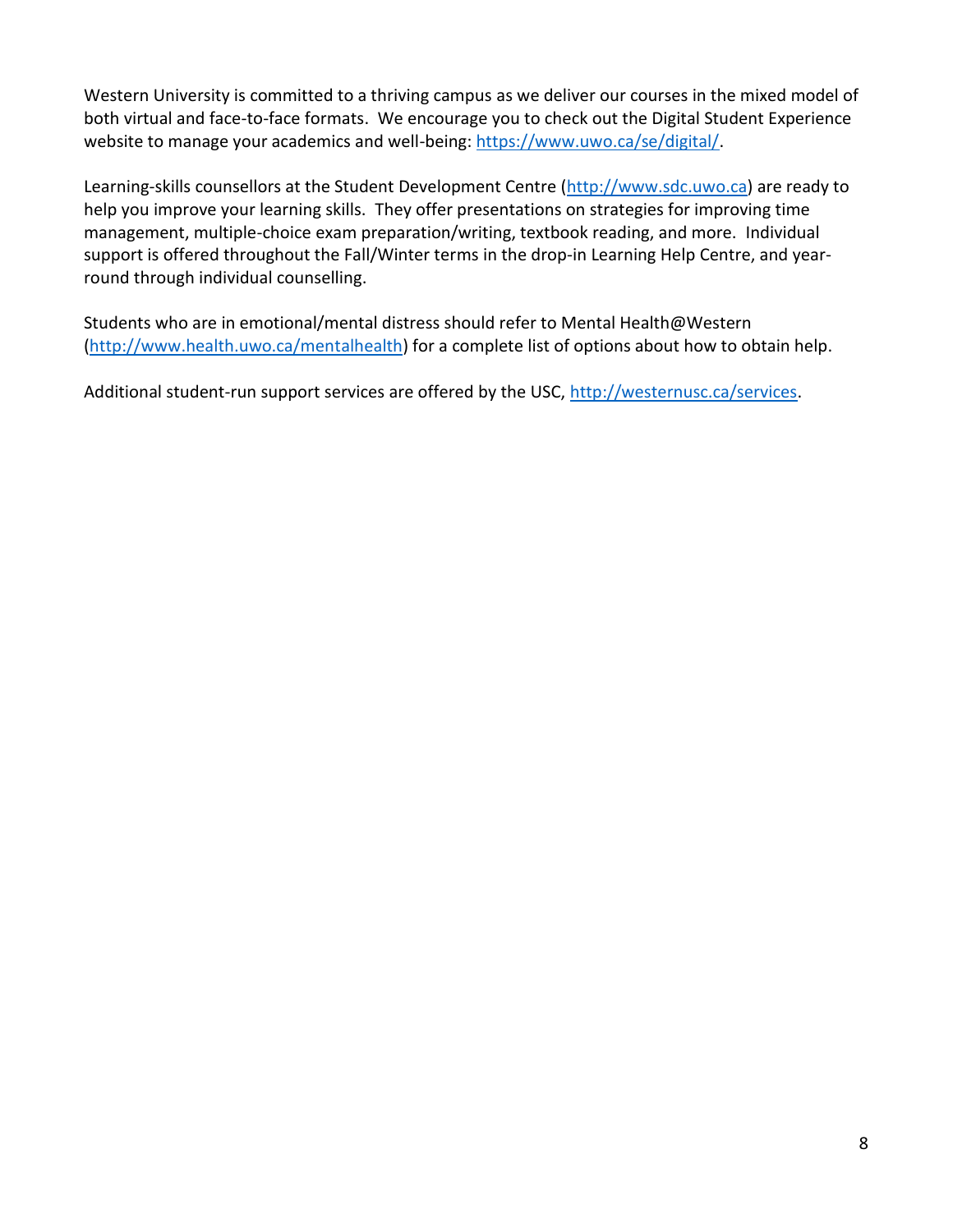Western University is committed to a thriving campus as we deliver our courses in the mixed model of both virtual and face-to-face formats. We encourage you to check out the Digital Student Experience website to manage your academics and well-being: https://www.uwo.ca/se/digital/.

Learning-skills counsellors at the Student Development Centre (http://www.sdc.uwo.ca) are ready to help you improve your learning skills. They offer presentations on strategies for improving time management, multiple-choice exam preparation/writing, textbook reading, and more. Individual support is offered throughout the Fall/Winter terms in the drop-in Learning Help Centre, and year-round through individual counselling.

Students who are in emotional/mental distress should refer to Mental Health@Western (http://www.health.uwo.ca/mentalhealth) for a complete list of options about how to obtain help.

Additional student-run support services are offered by the USC, http://westernusc.ca/services.